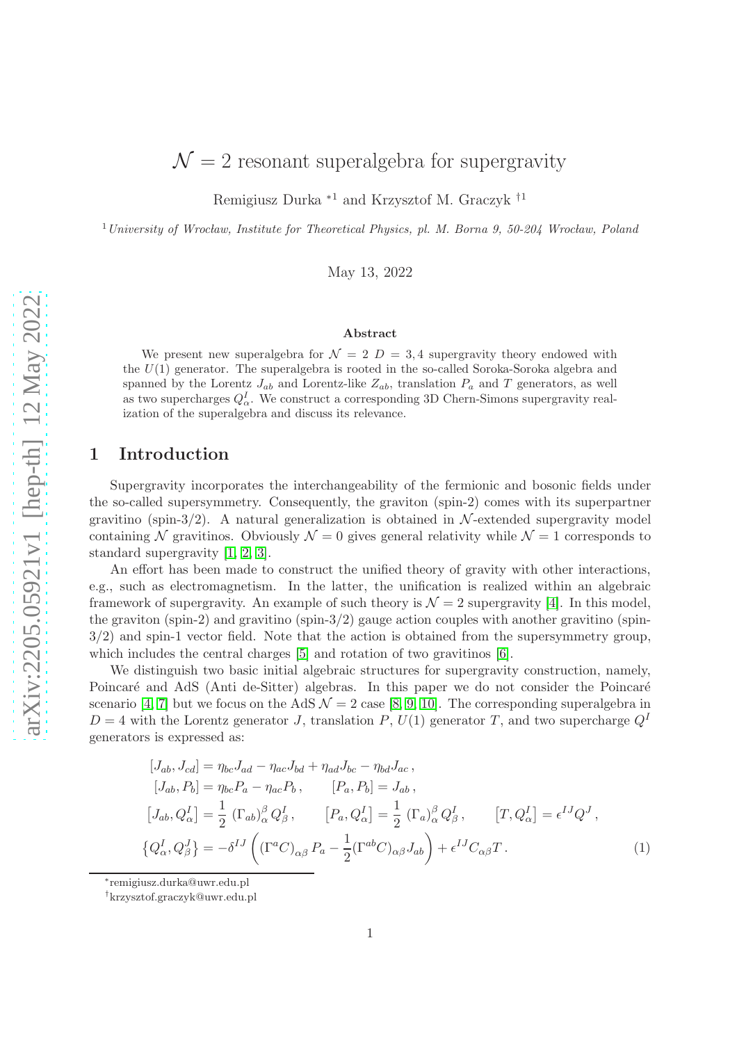# $\mathcal{N} = 2$ resonant superalgebra for supergravity

Remigiusz Durka *[1] and Krzysztof M. Graczyk †[1]

[1] *University of Wrocław, Institute for Theoretical Physics, pl. M. Borna 9, 50-204 Wrocław, Poland*

May 13, 2022

### Abstract

We present new superalgebra for $\mathcal{N} = 2$ $D = 3, 4$ supergravity theory endowed with the $U(1)$ generator. The superalgebra is rooted in the so-called Soroka-Soroka algebra and spanned by the Lorentz $J_{ab}$ and Lorentz-like $Z_{ab}$, translation $P_a$ and $T$ generators, as well as two supercharges $Q^I_\alpha$. We construct a corresponding 3D Chern-Simons supergravity realization of the superalgebra and discuss its relevance.

## 1 Introduction

Supergravity incorporates the interchangeability of the fermionic and bosonic fields under the so-called supersymmetry. Consequently, the graviton (spin-2) comes with its superpartner gravitino (spin-3/2). A natural generalization is obtained in $\mathcal{N}$-extended supergravity model containing $\mathcal{N}$ gravitinos. Obviously $\mathcal{N} = 0$ gives general relativity while $\mathcal{N} = 1$ corresponds to standard supergravity [1, 2, 3].

An effort has been made to construct the unified theory of gravity with other interactions, e.g., such as electromagnetism. In the latter, the unification is realized within an algebraic framework of supergravity. An example of such theory is $\mathcal{N} = 2$ supergravity [4]. In this model, the graviton (spin-2) and gravitino (spin-3/2) gauge action couples with another gravitino (spin-3/2) and spin-1 vector field. Note that the action is obtained from the supersymmetry group, which includes the central charges [5] and rotation of two gravitinos [6].

We distinguish two basic initial algebraic structures for supergravity construction, namely, Poincaré and AdS (Anti de-Sitter) algebras. In this paper we do not consider the Poincaré scenario [4, 7] but we focus on the AdS $\mathcal{N} = 2$ case [8, 9, 10]. The corresponding superalgebra in $D = 4$ with the Lorentz generator $J$, translation $P$, $U(1)$ generator $T$, and two supercharge $Q^I$ generators is expressed as:

$$
\begin{aligned}
&[J_{ab}, J_{cd}] = \eta_{bc} J_{ad} - \eta_{ac} J_{bd} + \eta_{ad} J_{bc} - \eta_{bd} J_{ac}\,, \\
&[J_{ab}, P_b] = \eta_{bc} P_a - \eta_{ac} P_b\,, \qquad [P_a, P_b] = J_{ab}\,, \\
&\left[J_{ab}, Q^I_\alpha\right] = \frac{1}{2}\,(\Gamma_{ab})_\alpha^{\ \beta} Q^I_\beta\,, \qquad \left[P_a, Q^I_\alpha\right] = \frac{1}{2}\,(\Gamma_a)_\alpha^{\ \beta} Q^I_\beta\,, \qquad \left[T, Q^I_\alpha\right] = \epsilon^{IJ} Q^J\,, \\
&\left\{Q^I_\alpha, Q^J_\beta\right\} = -\delta^{IJ}\left((\Gamma^a C)_{\alpha\beta} P_a - \frac{1}{2}(\Gamma^{ab} C)_{\alpha\beta} J_{ab}\right) + \epsilon^{IJ} C_{\alpha\beta} T\,.
\end{aligned} \tag{1}
$$

---

*remigiusz.durka@uwr.edu.pl

†krzysztof.graczyk@uwr.edu.pl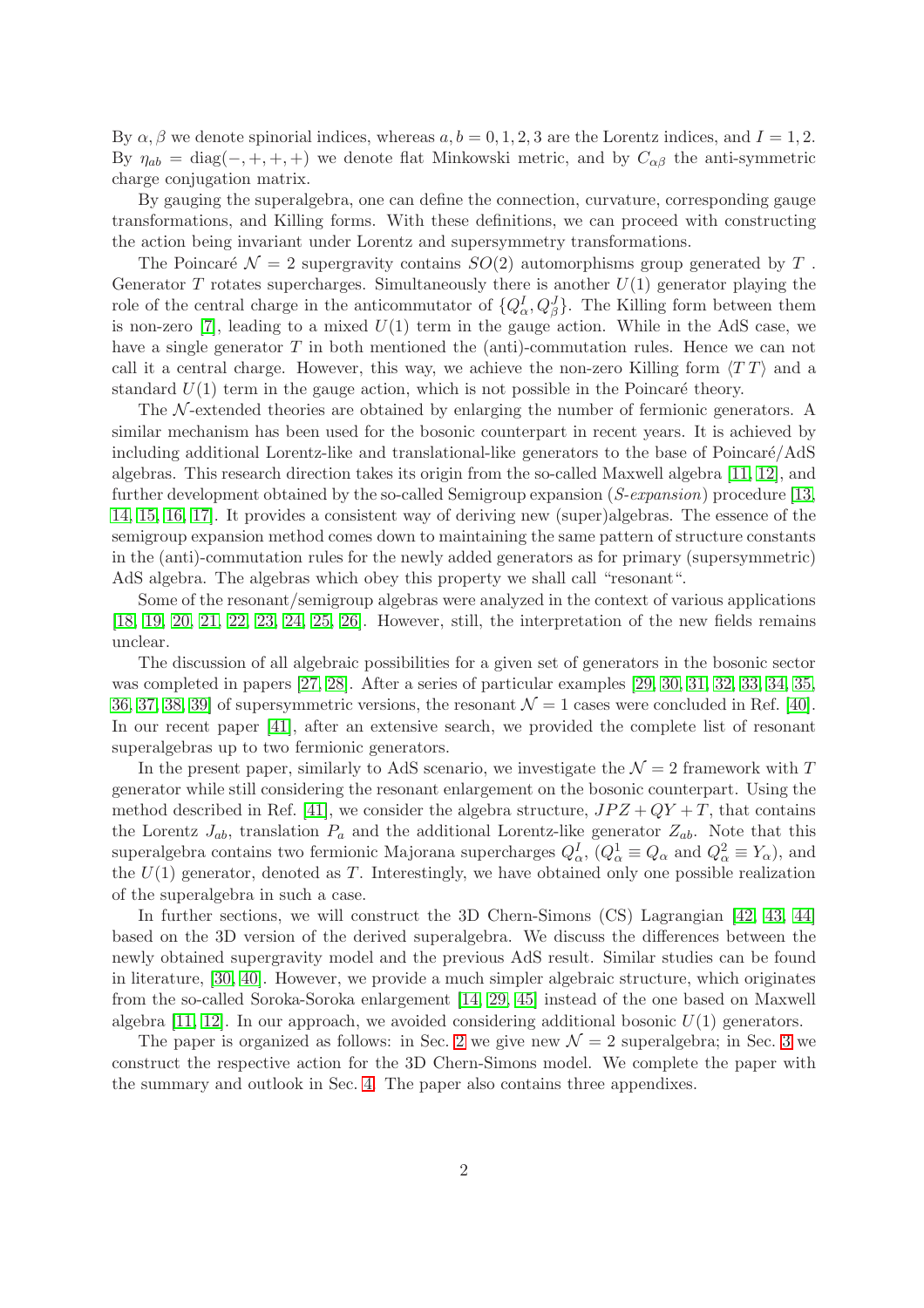By $\alpha, \beta$ we denote spinorial indices, whereas $a, b = 0, 1, 2, 3$ are the Lorentz indices, and $I = 1, 2$. By $\eta_{ab} = \text{diag}(-,+,+,+)$ we denote flat Minkowski metric, and by $C_{\alpha\beta}$ the anti-symmetric charge conjugation matrix.

By gauging the superalgebra, one can define the connection, curvature, corresponding gauge transformations, and Killing forms. With these definitions, we can proceed with constructing the action being invariant under Lorentz and supersymmetry transformations.

The Poincaré $\mathcal{N} = 2$ supergravity contains $SO(2)$ automorphisms group generated by $T$ . Generator $T$ rotates supercharges. Simultaneously there is another $U(1)$ generator playing the role of the central charge in the anticommutator of $\{Q^I_\alpha, Q^J_\beta\}$. The Killing form between them is non-zero [7], leading to a mixed $U(1)$ term in the gauge action. While in the AdS case, we have a single generator $T$ in both mentioned the (anti)-commutation rules. Hence we can not call it a central charge. However, this way, we achieve the non-zero Killing form $\langle T\,T \rangle$ and a standard $U(1)$ term in the gauge action, which is not possible in the Poincaré theory.

The $\mathcal{N}$-extended theories are obtained by enlarging the number of fermionic generators. A similar mechanism has been used for the bosonic counterpart in recent years. It is achieved by including additional Lorentz-like and translational-like generators to the base of Poincaré/AdS algebras. This research direction takes its origin from the so-called Maxwell algebra [11, 12], and further development obtained by the so-called Semigroup expansion (*S-expansion*) procedure [13, 14, 15, 16, 17]. It provides a consistent way of deriving new (super)algebras. The essence of the semigroup expansion method comes down to maintaining the same pattern of structure constants in the (anti)-commutation rules for the newly added generators as for primary (supersymmetric) AdS algebra. The algebras which obey this property we shall call "resonant".

Some of the resonant/semigroup algebras were analyzed in the context of various applications [18, 19, 20, 21, 22, 23, 24, 25, 26]. However, still, the interpretation of the new fields remains unclear.

The discussion of all algebraic possibilities for a given set of generators in the bosonic sector was completed in papers [27, 28]. After a series of particular examples [29, 30, 31, 32, 33, 34, 35, 36, 37, 38, 39] of supersymmetric versions, the resonant $\mathcal{N} = 1$ cases were concluded in Ref. [40]. In our recent paper [41], after an extensive search, we provided the complete list of resonant superalgebras up to two fermionic generators.

In the present paper, similarly to AdS scenario, we investigate the $\mathcal{N} = 2$ framework with $T$ generator while still considering the resonant enlargement on the bosonic counterpart. Using the method described in Ref. [41], we consider the algebra structure, $JPZ + QY + T$, that contains the Lorentz $J_{ab}$, translation $P_a$ and the additional Lorentz-like generator $Z_{ab}$. Note that this superalgebra contains two fermionic Majorana supercharges $Q^I_\alpha$, ($Q^1_\alpha \equiv Q_\alpha$ and $Q^2_\alpha \equiv Y_\alpha$), and the $U(1)$ generator, denoted as $T$. Interestingly, we have obtained only one possible realization of the superalgebra in such a case.

In further sections, we will construct the 3D Chern-Simons (CS) Lagrangian [42, 43, 44] based on the 3D version of the derived superalgebra. We discuss the differences between the newly obtained supergravity model and the previous AdS result. Similar studies can be found in literature, [30, 40]. However, we provide a much simpler algebraic structure, which originates from the so-called Soroka-Soroka enlargement [14, 29, 45] instead of the one based on Maxwell algebra [11, 12]. In our approach, we avoided considering additional bosonic $U(1)$ generators.

The paper is organized as follows: in Sec. 2 we give new $\mathcal{N} = 2$ superalgebra; in Sec. 3 we construct the respective action for the 3D Chern-Simons model. We complete the paper with the summary and outlook in Sec. 4. The paper also contains three appendixes.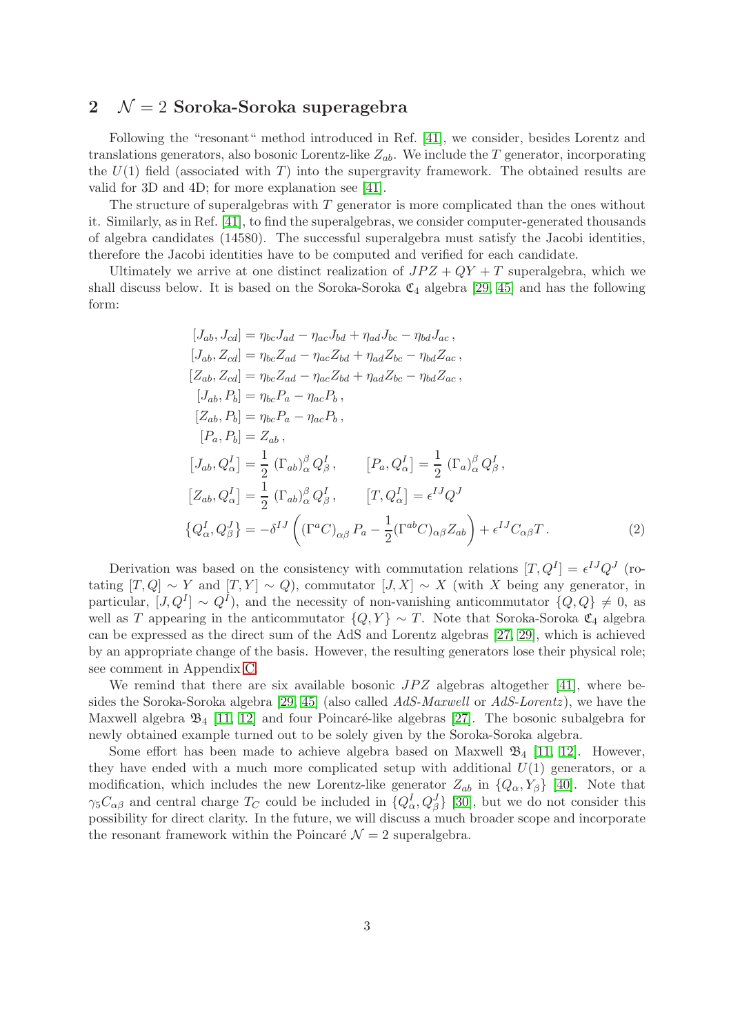## 2 $\mathcal{N} = 2$ Soroka-Soroka superagebra

Following the "resonant" method introduced in Ref. [41], we consider, besides Lorentz and translations generators, also bosonic Lorentz-like $Z_{ab}$. We include the $T$ generator, incorporating the $U(1)$ field (associated with $T$) into the supergravity framework. The obtained results are valid for 3D and 4D; for more explanation see [41].

The structure of superalgebras with $T$ generator is more complicated than the ones without it. Similarly, as in Ref. [41], to find the superalgebras, we consider computer-generated thousands of algebra candidates (14580). The successful superalgebra must satisfy the Jacobi identities, therefore the Jacobi identities have to be computed and verified for each candidate.

Ultimately we arrive at one distinct realization of $JPZ + QY + T$ superalgebra, which we shall discuss below. It is based on the Soroka-Soroka $\mathfrak{C}_4$ algebra [29, 45] and has the following form:

$$
\begin{aligned}
[J_{ab}, J_{cd}] &= \eta_{bc} J_{ad} - \eta_{ac} J_{bd} + \eta_{ad} J_{bc} - \eta_{bd} J_{ac} \,, \\
[J_{ab}, Z_{cd}] &= \eta_{bc} Z_{ad} - \eta_{ac} Z_{bd} + \eta_{ad} Z_{bc} - \eta_{bd} Z_{ac} \,, \\
[Z_{ab}, Z_{cd}] &= \eta_{bc} Z_{ad} - \eta_{ac} Z_{bd} + \eta_{ad} Z_{bc} - \eta_{bd} Z_{ac} \,, \\
[J_{ab}, P_b] &= \eta_{bc} P_a - \eta_{ac} P_b \,, \\
[Z_{ab}, P_b] &= \eta_{bc} P_a - \eta_{ac} P_b \,, \\
[P_a, P_b] &= Z_{ab} \,, \\
\left[J_{ab}, Q^I_\alpha\right] &= \frac{1}{2} \, (\Gamma_{ab})_\alpha^{\ \beta} Q^I_\beta \,, \qquad \left[P_a, Q^I_\alpha\right] = \frac{1}{2} \, (\Gamma_a)_\alpha^{\ \beta} Q^I_\beta \,, \\
\left[Z_{ab}, Q^I_\alpha\right] &= \frac{1}{2} \, (\Gamma_{ab})_\alpha^{\ \beta} Q^I_\beta \,, \qquad \left[T, Q^I_\alpha\right] = \epsilon^{IJ} Q^J \\
\left\{Q^I_\alpha, Q^J_\beta\right\} &= -\delta^{IJ} \left( (\Gamma^a C)_{\alpha\beta} P_a - \frac{1}{2} (\Gamma^{ab} C)_{\alpha\beta} Z_{ab} \right) + \epsilon^{IJ} C_{\alpha\beta} T \,.
\end{aligned}
\tag{2}
$$

Derivation was based on the consistency with commutation relations $[T, Q^I] = \epsilon^{IJ} Q^J$ (rotating $[T, Q] \sim Y$ and $[T, Y] \sim Q$), commutator $[J, X] \sim X$ (with $X$ being any generator, in particular, $[J, Q^I] \sim Q^I$), and the necessity of non-vanishing anticommutator $\{Q, Q\} \neq 0$, as well as $T$ appearing in the anticommutator $\{Q, Y\} \sim T$. Note that Soroka-Soroka $\mathfrak{C}_4$ algebra can be expressed as the direct sum of the AdS and Lorentz algebras [27, 29], which is achieved by an appropriate change of the basis. However, the resulting generators lose their physical role; see comment in Appendix C.

We remind that there are six available bosonic $JPZ$ algebras altogether [41], where besides the Soroka-Soroka algebra [29, 45] (also called *AdS-Maxwell* or *AdS-Lorentz*), we have the Maxwell algebra $\mathfrak{B}_4$ [11, 12] and four Poincaré-like algebras [27]. The bosonic subalgebra for newly obtained example turned out to be solely given by the Soroka-Soroka algebra.

Some effort has been made to achieve algebra based on Maxwell $\mathfrak{B}_4$ [11, 12]. However, they have ended with a much more complicated setup with additional $U(1)$ generators, or a modification, which includes the new Lorentz-like generator $Z_{ab}$ in $\{Q_\alpha, Y_\beta\}$ [40]. Note that $\gamma_5 C_{\alpha\beta}$ and central charge $T_C$ could be included in $\{Q^I_\alpha, Q^J_\beta\}$ [30], but we do not consider this possibility for direct clarity. In the future, we will discuss a much broader scope and incorporate the resonant framework within the Poincaré $\mathcal{N} = 2$ superalgebra.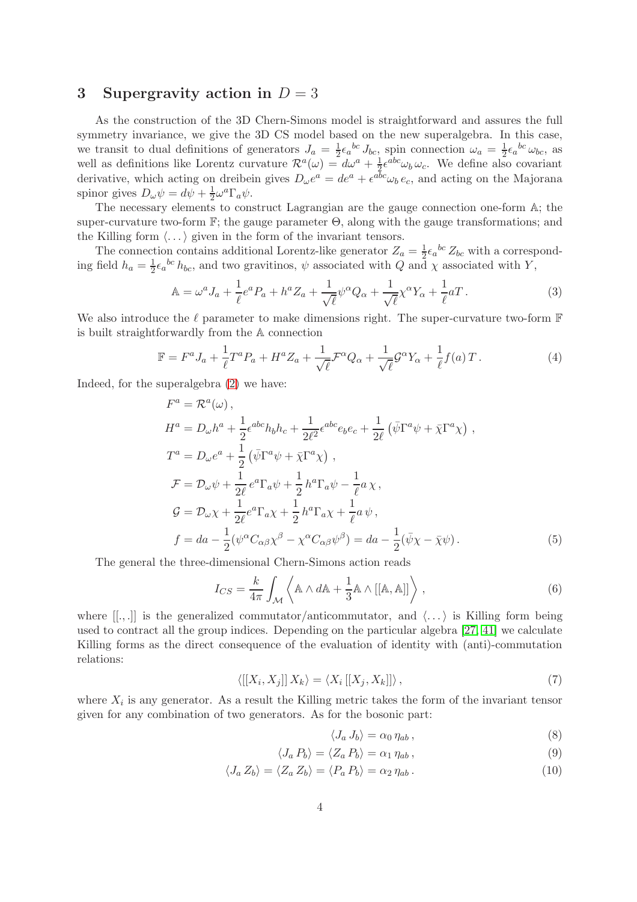## 3 Supergravity action in $D = 3$

As the construction of the 3D Chern-Simons model is straightforward and assures the full symmetry invariance, we give the 3D CS model based on the new superalgebra. In this case, we transit to dual definitions of generators $J_a = \frac{1}{2}\epsilon_a{}^{bc} J_{bc}$, spin connection $\omega_a = \frac{1}{2}\epsilon_a{}^{bc}\omega_{bc}$, as well as definitions like Lorentz curvature $\mathcal{R}^a(\omega) = d\omega^a + \frac{1}{2}\epsilon^{abc}\omega_b\,\omega_c$. We define also covariant derivative, which acting on dreibein gives $D_\omega e^a = de^a + \epsilon^{abc}\omega_b\,e_c$, and acting on the Majorana spinor gives $D_\omega\psi = d\psi + \frac{1}{2}\omega^a\Gamma_a\psi$.

The necessary elements to construct Lagrangian are the gauge connection one-form $\mathbb{A}$; the super-curvature two-form $\mathbb{F}$; the gauge parameter $\Theta$, along with the gauge transformations; and the Killing form $\langle \dots \rangle$ given in the form of the invariant tensors.

The connection contains additional Lorentz-like generator $Z_a = \frac{1}{2}\epsilon_a{}^{bc} Z_{bc}$ with a corresponding field $h_a = \frac{1}{2}\epsilon_a{}^{bc} h_{bc}$, and two gravitinos, $\psi$ associated with $Q$ and $\chi$ associated with $Y$,

$$
\mathbb{A} = \omega^a J_a + \frac{1}{\ell}e^a P_a + h^a Z_a + \frac{1}{\sqrt{\ell}}\psi^\alpha Q_\alpha + \frac{1}{\sqrt{\ell}}\chi^\alpha Y_\alpha + \frac{1}{\ell}aT\,. \tag{3}
$$

We also introduce the $\ell$ parameter to make dimensions right. The super-curvature two-form $\mathbb{F}$ is built straightforwardly from the $\mathbb{A}$ connection

$$
\mathbb{F} = F^a J_a + \frac{1}{\ell}T^a P_a + H^a Z_a + \frac{1}{\sqrt{\ell}}\mathcal{F}^\alpha Q_\alpha + \frac{1}{\sqrt{\ell}}\mathcal{G}^\alpha Y_\alpha + \frac{1}{\ell}f(a)\,T\,. \tag{4}
$$

Indeed, for the superalgebra (2) we have:

$$
\begin{aligned}
F^a &= \mathcal{R}^a(\omega)\,,\\
H^a &= D_\omega h^a + \frac{1}{2}\epsilon^{abc}h_b h_c + \frac{1}{2\ell^2}\epsilon^{abc}e_b e_c + \frac{1}{2\ell}\left(\bar\psi\Gamma^a\psi + \bar\chi\Gamma^a\chi\right)\,,\\
T^a &= D_\omega e^a + \frac{1}{2}\left(\bar\psi\Gamma^a\psi + \bar\chi\Gamma^a\chi\right)\,,\\
\mathcal{F} &= \mathcal{D}_\omega\psi + \frac{1}{2\ell}\,e^a\Gamma_a\psi + \frac{1}{2}\,h^a\Gamma_a\psi - \frac{1}{\ell}a\,\chi\,,\\
\mathcal{G} &= \mathcal{D}_\omega\chi + \frac{1}{2\ell}e^a\Gamma_a\chi + \frac{1}{2}\,h^a\Gamma_a\chi + \frac{1}{\ell}a\,\psi\,,\\
f &= da - \frac{1}{2}(\psi^\alpha C_{\alpha\beta}\chi^\beta - \chi^\alpha C_{\alpha\beta}\psi^\beta) = da - \frac{1}{2}(\bar\psi\chi - \bar\chi\psi)\,.
\end{aligned} \tag{5}
$$

The general the three-dimensional Chern-Simons action reads

$$
I_{CS} = \frac{k}{4\pi}\int_{\mathcal{M}}\left\langle \mathbb{A}\wedge d\mathbb{A} + \frac{1}{3}\mathbb{A}\wedge[[\mathbb{A},\mathbb{A}]]\right\rangle\,, \tag{6}
$$

where $[[.,.]]$ is the generalized commutator/anticommutator, and $\langle \dots \rangle$ is Killing form being used to contract all the group indices. Depending on the particular algebra [27, 41] we calculate Killing forms as the direct consequence of the evaluation of identity with (anti)-commutation relations:

$$
\langle [[X_i, X_j]]\, X_k\rangle = \langle X_i\,[[X_j, X_k]]\rangle\,, \tag{7}
$$

where $X_i$ is any generator. As a result the Killing metric takes the form of the invariant tensor given for any combination of two generators. As for the bosonic part:

$$
\langle J_a\, J_b\rangle = \alpha_0\,\eta_{ab}\,, \tag{8}
$$

$$
\langle J_a\, P_b\rangle = \langle Z_a\, P_b\rangle = \alpha_1\,\eta_{ab}\,, \tag{9}
$$

$$
\langle J_a\, Z_b\rangle = \langle Z_a\, Z_b\rangle = \langle P_a\, P_b\rangle = \alpha_2\,\eta_{ab}\,. \tag{10}
$$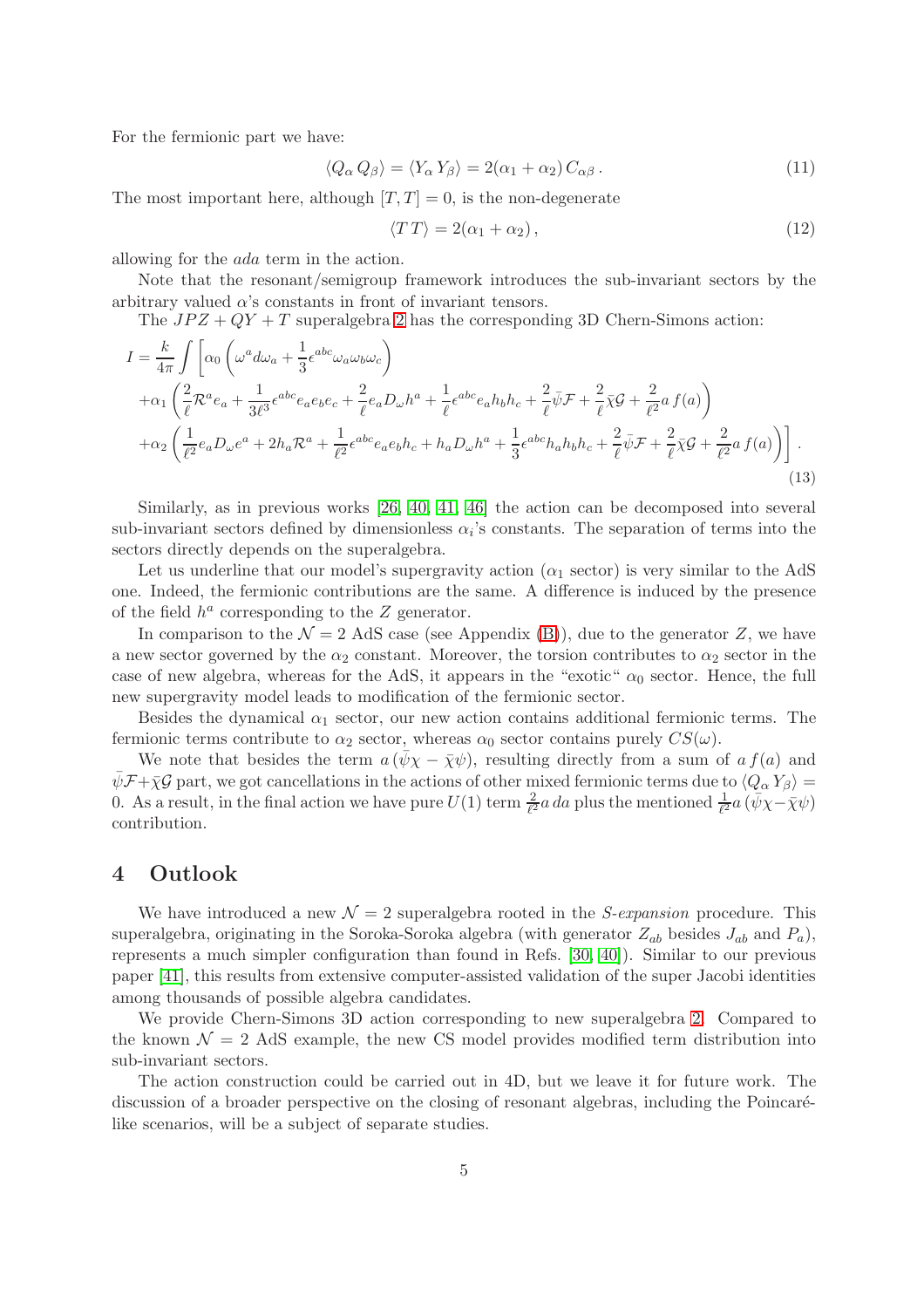For the fermionic part we have:

$$\langle Q_\alpha\, Q_\beta \rangle = \langle Y_\alpha\, Y_\beta \rangle = 2(\alpha_1 + \alpha_2)\, C_{\alpha\beta}\,. \tag{11}$$

The most important here, although $[T,T]=0$, is the non-degenerate

$$\langle T\, T \rangle = 2(\alpha_1 + \alpha_2)\,, \tag{12}$$

allowing for the *ada* term in the action.

Note that the resonant/semigroup framework introduces the sub-invariant sectors by the arbitrary valued $\alpha$'s constants in front of invariant tensors.

The $JPZ + QY + T$ superalgebra 2 has the corresponding 3D Chern-Simons action:

$$
\begin{aligned}
I = \frac{k}{4\pi} \int \Bigg[ & \alpha_0 \left( \omega^a d\omega_a + \frac{1}{3} \epsilon^{abc} \omega_a \omega_b \omega_c \right) \\
& + \alpha_1 \left( \frac{2}{\ell} \mathcal{R}^a e_a + \frac{1}{3\ell^3} \epsilon^{abc} e_a e_b e_c + \frac{2}{\ell} e_a D_\omega h^a + \frac{1}{\ell} \epsilon^{abc} e_a h_b h_c + \frac{2}{\ell} \bar{\psi} \mathcal{F} + \frac{2}{\ell} \bar{\chi} \mathcal{G} + \frac{2}{\ell^2} a\, f(a) \right) \\
& + \alpha_2 \left( \frac{1}{\ell^2} e_a D_\omega e^a + 2 h_a \mathcal{R}^a + \frac{1}{\ell^2} \epsilon^{abc} e_a e_b h_c + h_a D_\omega h^a + \frac{1}{3} \epsilon^{abc} h_a h_b h_c + \frac{2}{\ell} \bar{\psi} \mathcal{F} + \frac{2}{\ell} \bar{\chi} \mathcal{G} + \frac{2}{\ell^2} a\, f(a) \right) \Bigg] .
\end{aligned}
\tag{13}
$$

Similarly, as in previous works [26, 40, 41, 46] the action can be decomposed into several sub-invariant sectors defined by dimensionless $\alpha_i$'s constants. The separation of terms into the sectors directly depends on the superalgebra.

Let us underline that our model's supergravity action ($\alpha_1$ sector) is very similar to the AdS one. Indeed, the fermionic contributions are the same. A difference is induced by the presence of the field $h^a$ corresponding to the $Z$ generator.

In comparison to the $\mathcal{N}=2$ AdS case (see Appendix (B)), due to the generator $Z$, we have a new sector governed by the $\alpha_2$ constant. Moreover, the torsion contributes to $\alpha_2$ sector in the case of new algebra, whereas for the AdS, it appears in the "exotic" $\alpha_0$ sector. Hence, the full new supergravity model leads to modification of the fermionic sector.

Besides the dynamical $\alpha_1$ sector, our new action contains additional fermionic terms. The fermionic terms contribute to $\alpha_2$ sector, whereas $\alpha_0$ sector contains purely $CS(\omega)$.

We note that besides the term $a\,(\bar{\psi}\chi - \bar{\chi}\psi)$, resulting directly from a sum of $a\, f(a)$ and $\bar{\psi}\mathcal{F} + \bar{\chi}\mathcal{G}$ part, we got cancellations in the actions of other mixed fermionic terms due to $\langle Q_\alpha\, Y_\beta \rangle = 0$. As a result, in the final action we have pure $U(1)$ term $\frac{2}{\ell^2} a\, da$ plus the mentioned $\frac{1}{\ell^2} a\,(\bar{\psi}\chi - \bar{\chi}\psi)$ contribution.

## 4 Outlook

We have introduced a new $\mathcal{N}=2$ superalgebra rooted in the *S-expansion* procedure. This superalgebra, originating in the Soroka-Soroka algebra (with generator $Z_{ab}$ besides $J_{ab}$ and $P_a$), represents a much simpler configuration than found in Refs. [30, 40]). Similar to our previous paper [41], this results from extensive computer-assisted validation of the super Jacobi identities among thousands of possible algebra candidates.

We provide Chern-Simons 3D action corresponding to new superalgebra 2. Compared to the known $\mathcal{N}=2$ AdS example, the new CS model provides modified term distribution into sub-invariant sectors.

The action construction could be carried out in 4D, but we leave it for future work. The discussion of a broader perspective on the closing of resonant algebras, including the Poincaré-like scenarios, will be a subject of separate studies.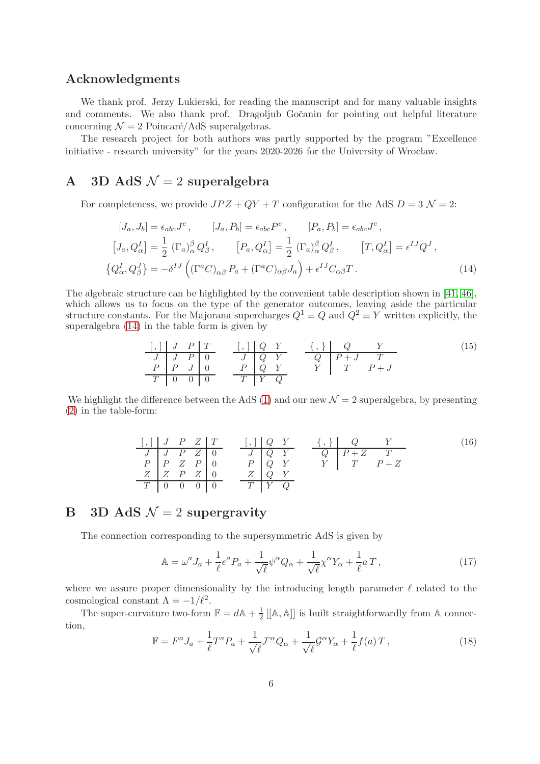## Acknowledgments

We thank prof. Jerzy Lukierski, for reading the manuscript and for many valuable insights and comments. We also thank prof. Dragoljub Gočanin for pointing out helpful literature concerning $\mathcal{N}=2$ Poincaré/AdS superalgebras.

The research project for both authors was partly supported by the program "Excellence initiative - research university" for the years 2020-2026 for the University of Wrocław.

## A 3D AdS $\mathcal{N}=2$ superalgebra

For completeness, we provide $JPZ+QY+T$ configuration for the AdS $D=3$ $\mathcal{N}=2$:

$$
\begin{aligned}
&[J_a, J_b] = \epsilon_{abc} J^c\,, \qquad [J_a, P_b] = \epsilon_{abc} P^c\,, \qquad [P_a, P_b] = \epsilon_{abc} J^c\,,\\
&\left[J_a, Q^I_\alpha\right] = \frac{1}{2}\,(\Gamma_a)_\alpha^{\ \beta} Q^I_\beta\,, \qquad \left[P_a, Q^I_\alpha\right] = \frac{1}{2}\,(\Gamma_a)_\alpha^{\ \beta} Q^I_\beta\,, \qquad \left[T, Q^I_\alpha\right] = \epsilon^{IJ} Q^J\,,\\
&\left\{Q^I_\alpha, Q^J_\beta\right\} = -\delta^{IJ}\left((\Gamma^a C)_{\alpha\beta}\, P_a + (\Gamma^a C)_{\alpha\beta} J_a\right) + \epsilon^{IJ} C_{\alpha\beta} T\,.
\end{aligned}
\tag{14}
$$

The algebraic structure can be highlighted by the convenient table description shown in [41, 46], which allows us to focus on the type of the generator outcomes, leaving aside the particular structure constants. For the Majorana supercharges $Q^1 \equiv Q$ and $Q^2 \equiv Y$ written explicitly, the superalgebra (14) in the table form is given by (15):

| [ , ] | J | P | T |
|---|---|---|---|
| J | J | P | 0 |
| P | P | J | 0 |
| T | 0 | 0 | 0 |

| [ , ] | Q | Y |
|---|---|---|
| J | Q | Y |
| P | Q | Y |
| T | Y | Q |

| { , } | Q | Y |
|---|---|---|
| Q | P + J | T |
| Y | T | P + J |

We highlight the difference between the AdS (1) and our new $\mathcal{N}=2$ superalgebra, by presenting (2) in the table-form (16):

| [ , ] | J | P | Z | T |
|---|---|---|---|---|
| J | J | P | Z | 0 |
| P | P | Z | P | 0 |
| Z | Z | P | Z | 0 |
| T | 0 | 0 | 0 | 0 |

| [ , ] | Q | Y |
|---|---|---|
| J | Q | Y |
| P | Q | Y |
| Z | Q | Y |
| T | Y | Q |

| { , } | Q | Y |
|---|---|---|
| Q | P + Z | T |
| Y | T | P + Z |

## B 3D AdS $\mathcal{N}=2$ supergravity

The connection corresponding to the supersymmetric AdS is given by

$$
\mathbb{A} = \omega^a J_a + \frac{1}{\ell} e^a P_a + \frac{1}{\sqrt{\ell}} \psi^\alpha Q_\alpha + \frac{1}{\sqrt{\ell}} \chi^\alpha Y_\alpha + \frac{1}{\ell} a\, T\,,
\tag{17}
$$

where we assure proper dimensionality by the introducing length parameter $\ell$ related to the cosmological constant $\Lambda = -1/\ell^2$.

The super-curvature two-form $\mathbb{F} = d\mathbb{A} + \frac{1}{2}\left[[\mathbb{A}, \mathbb{A}]\right]$ is built straightforwardly from $\mathbb{A}$ connection,

$$
\mathbb{F} = F^a J_a + \frac{1}{\ell} T^a P_a + \frac{1}{\sqrt{\ell}} \mathcal{F}^\alpha Q_\alpha + \frac{1}{\sqrt{\ell}} \mathcal{G}^\alpha Y_\alpha + \frac{1}{\ell} f(a)\, T\,,
\tag{18}
$$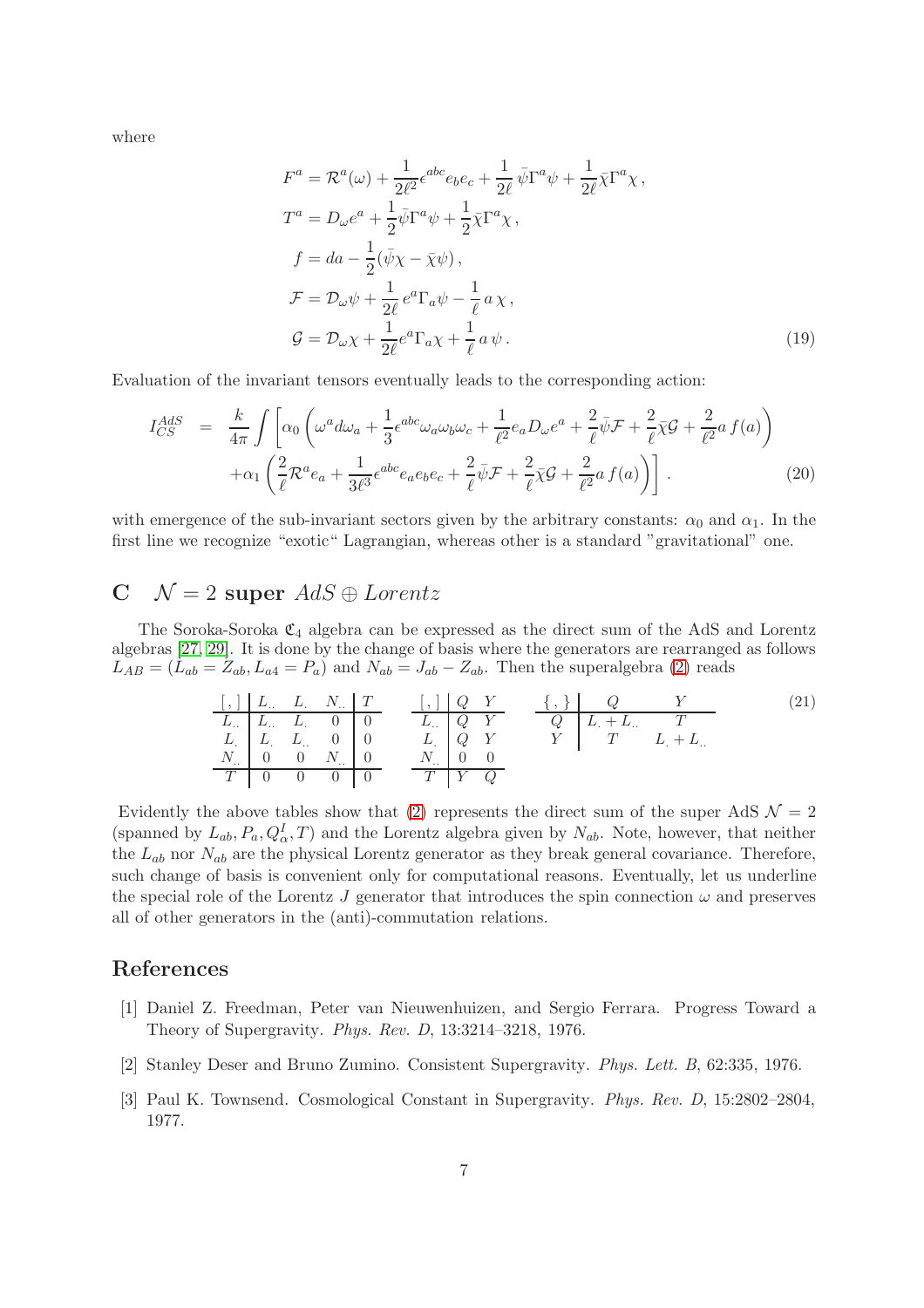where

$$
\begin{aligned}
F^a &= \mathcal{R}^a(\omega) + \frac{1}{2\ell^2}\epsilon^{abc}e_b e_c + \frac{1}{2\ell}\bar{\psi}\Gamma^a\psi + \frac{1}{2\ell}\bar{\chi}\Gamma^a\chi\,, \\
T^a &= D_\omega e^a + \frac{1}{2}\bar{\psi}\Gamma^a\psi + \frac{1}{2}\bar{\chi}\Gamma^a\chi\,, \\
f &= da - \frac{1}{2}(\bar{\psi}\chi - \bar{\chi}\psi)\,, \\
\mathcal{F} &= \mathcal{D}_\omega\psi + \frac{1}{2\ell}e^a\Gamma_a\psi - \frac{1}{\ell}a\,\chi\,, \\
\mathcal{G} &= \mathcal{D}_\omega\chi + \frac{1}{2\ell}e^a\Gamma_a\chi + \frac{1}{\ell}a\,\psi\,.
\end{aligned} \tag{19}
$$

Evaluation of the invariant tensors eventually leads to the corresponding action:

$$
\begin{aligned}
I_{CS}^{AdS} \;=\; \frac{k}{4\pi}\int\bigg[&\alpha_0\left(\omega^a d\omega_a + \frac{1}{3}\epsilon^{abc}\omega_a\omega_b\omega_c + \frac{1}{\ell^2}e_a D_\omega e^a + \frac{2}{\ell}\bar{\psi}\mathcal{F} + \frac{2}{\ell}\bar{\chi}\mathcal{G} + \frac{2}{\ell^2}a\,f(a)\right) \\
&+\alpha_1\left(\frac{2}{\ell}\mathcal{R}^a e_a + \frac{1}{3\ell^3}\epsilon^{abc}e_a e_b e_c + \frac{2}{\ell}\bar{\psi}\mathcal{F} + \frac{2}{\ell}\bar{\chi}\mathcal{G} + \frac{2}{\ell^2}a\,f(a)\right)\bigg]\,.
\end{aligned} \tag{20}
$$

with emergence of the sub-invariant sectors given by the arbitrary constants: $\alpha_0$ and $\alpha_1$. In the first line we recognize "exotic" Lagrangian, whereas other is a standard "gravitational" one.

## C $\mathcal{N} = 2$ super $AdS \oplus Lorentz$

The Soroka-Soroka $\mathfrak{C}_4$ algebra can be expressed as the direct sum of the AdS and Lorentz algebras [27, 29]. It is done by the change of basis where the generators are rearranged as follows $L_{AB} = (L_{ab} = Z_{ab}, L_{a4} = P_a)$ and $N_{ab} = J_{ab} - Z_{ab}$. Then the superalgebra (2) reads

| $[\,,\,]$ | $L_{..}$ | $L_{.}$ | $N_{..}$ | $T$ |
|---|---|---|---|---|
| $L_{..}$ | $L_{..}$ | $L_{.}$ | $0$ | $0$ |
| $L_{.}$ | $L_{.}$ | $L_{..}$ | $0$ | $0$ |
| $N_{..}$ | $0$ | $0$ | $N_{..}$ | $0$ |
| $T$ | $0$ | $0$ | $0$ | $0$ |

| $[\,,\,]$ | $Q$ | $Y$ |
|---|---|---|
| $L_{..}$ | $Q$ | $Y$ |
| $L_{.}$ | $Q$ | $Y$ |
| $N_{..}$ | $0$ | $0$ |
| $T$ | $Y$ | $Q$ |

| $\{\,,\,\}$ | $Q$ | $Y$ |
|---|---|---|
| $Q$ | $L_{.} + L_{..}$ | $T$ |
| $Y$ | $T$ | $L_{.} + L_{..}$ |

(21)

Evidently the above tables show that (2) represents the direct sum of the super AdS $\mathcal{N} = 2$ (spanned by $L_{ab}, P_a, Q^I_\alpha, T$) and the Lorentz algebra given by $N_{ab}$. Note, however, that neither the $L_{ab}$ nor $N_{ab}$ are the physical Lorentz generator as they break general covariance. Therefore, such change of basis is convenient only for computational reasons. Eventually, let us underline the special role of the Lorentz $J$ generator that introduces the spin connection $\omega$ and preserves all of other generators in the (anti)-commutation relations.

## References

[1] Daniel Z. Freedman, Peter van Nieuwenhuizen, and Sergio Ferrara. Progress Toward a Theory of Supergravity. *Phys. Rev. D*, 13:3214–3218, 1976.

[2] Stanley Deser and Bruno Zumino. Consistent Supergravity. *Phys. Lett. B*, 62:335, 1976.

[3] Paul K. Townsend. Cosmological Constant in Supergravity. *Phys. Rev. D*, 15:2802–2804, 1977.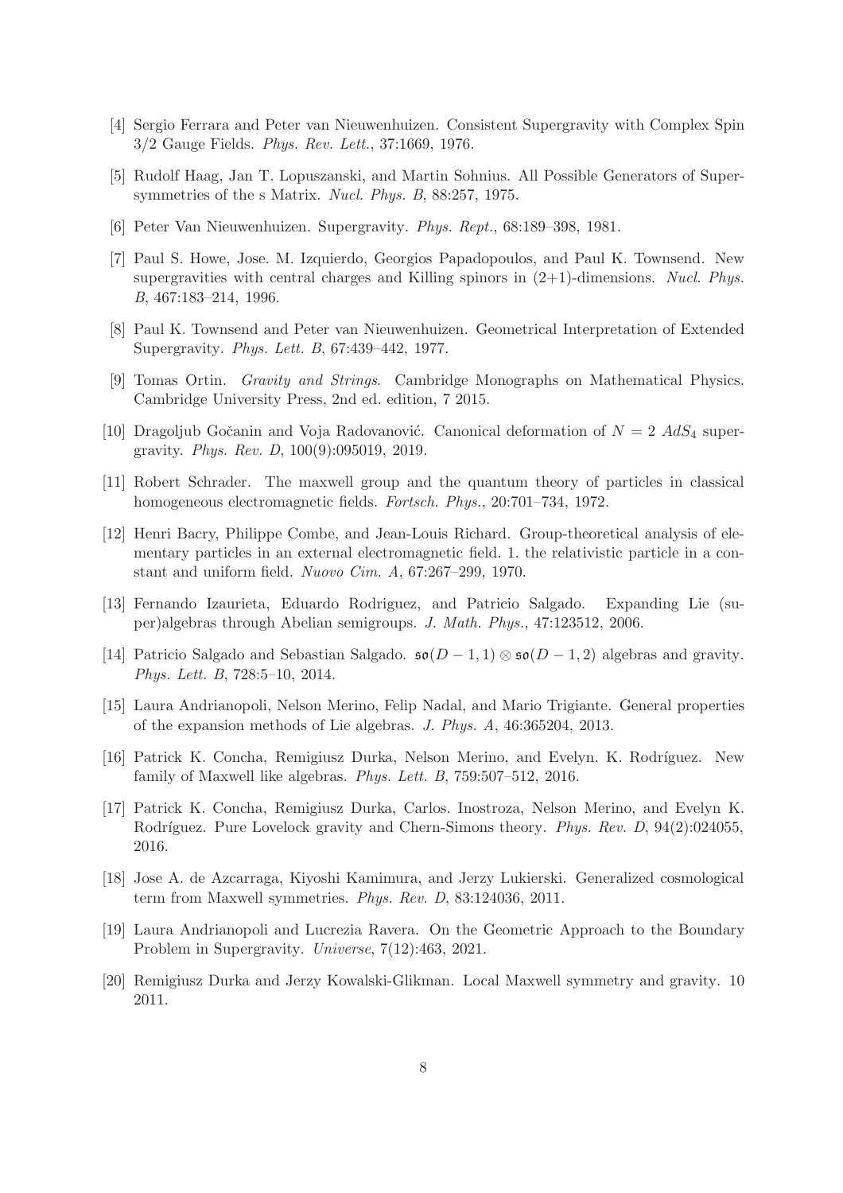[4] Sergio Ferrara and Peter van Nieuwenhuizen. Consistent Supergravity with Complex Spin 3/2 Gauge Fields. *Phys. Rev. Lett.*, 37:1669, 1976.

[5] Rudolf Haag, Jan T. Lopuszanski, and Martin Sohnius. All Possible Generators of Supersymmetries of the s Matrix. *Nucl. Phys. B*, 88:257, 1975.

[6] Peter Van Nieuwenhuizen. Supergravity. *Phys. Rept.*, 68:189–398, 1981.

[7] Paul S. Howe, Jose. M. Izquierdo, Georgios Papadopoulos, and Paul K. Townsend. New supergravities with central charges and Killing spinors in (2+1)-dimensions. *Nucl. Phys. B*, 467:183–214, 1996.

[8] Paul K. Townsend and Peter van Nieuwenhuizen. Geometrical Interpretation of Extended Supergravity. *Phys. Lett. B*, 67:439–442, 1977.

[9] Tomas Ortin. *Gravity and Strings*. Cambridge Monographs on Mathematical Physics. Cambridge University Press, 2nd ed. edition, 7 2015.

[10] Dragoljub Gočanin and Voja Radovanović. Canonical deformation of $N = 2$ $AdS_4$ supergravity. *Phys. Rev. D*, 100(9):095019, 2019.

[11] Robert Schrader. The maxwell group and the quantum theory of particles in classical homogeneous electromagnetic fields. *Fortsch. Phys.*, 20:701–734, 1972.

[12] Henri Bacry, Philippe Combe, and Jean-Louis Richard. Group-theoretical analysis of elementary particles in an external electromagnetic field. 1. the relativistic particle in a constant and uniform field. *Nuovo Cim. A*, 67:267–299, 1970.

[13] Fernando Izaurieta, Eduardo Rodriguez, and Patricio Salgado. Expanding Lie (super)algebras through Abelian semigroups. *J. Math. Phys.*, 47:123512, 2006.

[14] Patricio Salgado and Sebastian Salgado. $\mathfrak{so}(D-1,1) \otimes \mathfrak{so}(D-1,2)$ algebras and gravity. *Phys. Lett. B*, 728:5–10, 2014.

[15] Laura Andrianopoli, Nelson Merino, Felip Nadal, and Mario Trigiante. General properties of the expansion methods of Lie algebras. *J. Phys. A*, 46:365204, 2013.

[16] Patrick K. Concha, Remigiusz Durka, Nelson Merino, and Evelyn. K. Rodríguez. New family of Maxwell like algebras. *Phys. Lett. B*, 759:507–512, 2016.

[17] Patrick K. Concha, Remigiusz Durka, Carlos. Inostroza, Nelson Merino, and Evelyn K. Rodríguez. Pure Lovelock gravity and Chern-Simons theory. *Phys. Rev. D*, 94(2):024055, 2016.

[18] Jose A. de Azcarraga, Kiyoshi Kamimura, and Jerzy Lukierski. Generalized cosmological term from Maxwell symmetries. *Phys. Rev. D*, 83:124036, 2011.

[19] Laura Andrianopoli and Lucrezia Ravera. On the Geometric Approach to the Boundary Problem in Supergravity. *Universe*, 7(12):463, 2021.

[20] Remigiusz Durka and Jerzy Kowalski-Glikman. Local Maxwell symmetry and gravity. 10 2011.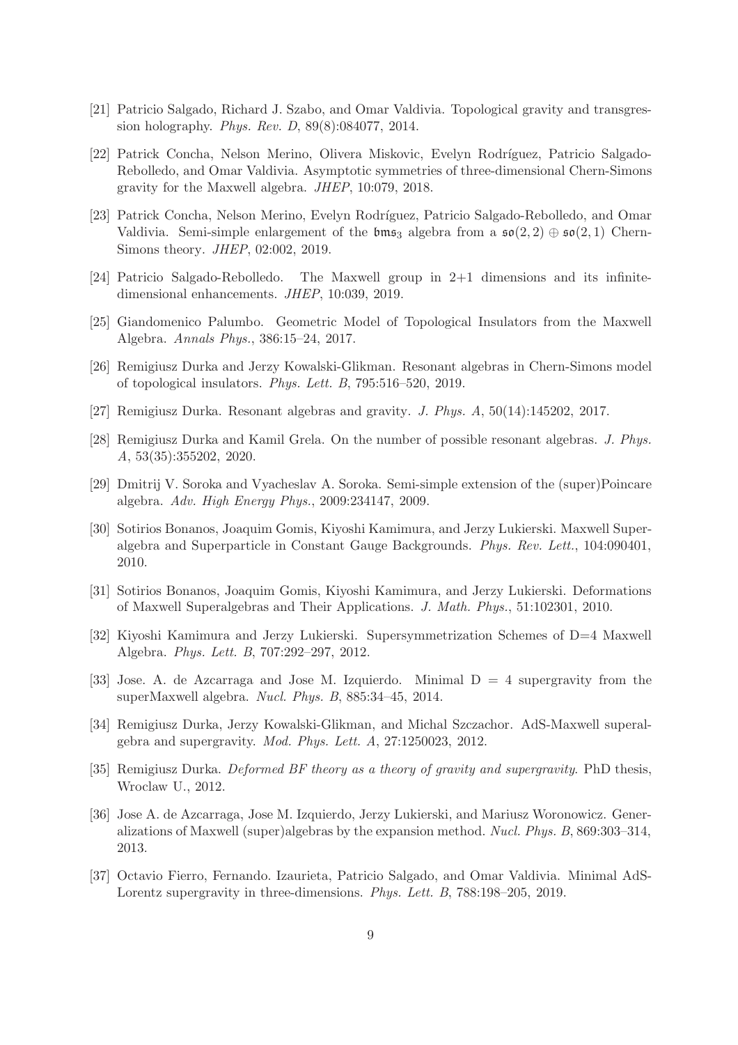[21] Patricio Salgado, Richard J. Szabo, and Omar Valdivia. Topological gravity and transgression holography. *Phys. Rev. D*, 89(8):084077, 2014.

[22] Patrick Concha, Nelson Merino, Olivera Miskovic, Evelyn Rodríguez, Patricio Salgado-Rebolledo, and Omar Valdivia. Asymptotic symmetries of three-dimensional Chern-Simons gravity for the Maxwell algebra. *JHEP*, 10:079, 2018.

[23] Patrick Concha, Nelson Merino, Evelyn Rodríguez, Patricio Salgado-Rebolledo, and Omar Valdivia. Semi-simple enlargement of the $\mathfrak{bms}_3$ algebra from a $\mathfrak{so}(2,2) \oplus \mathfrak{so}(2,1)$ Chern-Simons theory. *JHEP*, 02:002, 2019.

[24] Patricio Salgado-Rebolledo. The Maxwell group in 2+1 dimensions and its infinite-dimensional enhancements. *JHEP*, 10:039, 2019.

[25] Giandomenico Palumbo. Geometric Model of Topological Insulators from the Maxwell Algebra. *Annals Phys.*, 386:15–24, 2017.

[26] Remigiusz Durka and Jerzy Kowalski-Glikman. Resonant algebras in Chern-Simons model of topological insulators. *Phys. Lett. B*, 795:516–520, 2019.

[27] Remigiusz Durka. Resonant algebras and gravity. *J. Phys. A*, 50(14):145202, 2017.

[28] Remigiusz Durka and Kamil Grela. On the number of possible resonant algebras. *J. Phys. A*, 53(35):355202, 2020.

[29] Dmitrij V. Soroka and Vyacheslav A. Soroka. Semi-simple extension of the (super)Poincare algebra. *Adv. High Energy Phys.*, 2009:234147, 2009.

[30] Sotirios Bonanos, Joaquim Gomis, Kiyoshi Kamimura, and Jerzy Lukierski. Maxwell Superalgebra and Superparticle in Constant Gauge Backgrounds. *Phys. Rev. Lett.*, 104:090401, 2010.

[31] Sotirios Bonanos, Joaquim Gomis, Kiyoshi Kamimura, and Jerzy Lukierski. Deformations of Maxwell Superalgebras and Their Applications. *J. Math. Phys.*, 51:102301, 2010.

[32] Kiyoshi Kamimura and Jerzy Lukierski. Supersymmetrization Schemes of D=4 Maxwell Algebra. *Phys. Lett. B*, 707:292–297, 2012.

[33] Jose. A. de Azcarraga and Jose M. Izquierdo. Minimal D = 4 supergravity from the superMaxwell algebra. *Nucl. Phys. B*, 885:34–45, 2014.

[34] Remigiusz Durka, Jerzy Kowalski-Glikman, and Michal Szczachor. AdS-Maxwell superalgebra and supergravity. *Mod. Phys. Lett. A*, 27:1250023, 2012.

[35] Remigiusz Durka. *Deformed BF theory as a theory of gravity and supergravity*. PhD thesis, Wroclaw U., 2012.

[36] Jose A. de Azcarraga, Jose M. Izquierdo, Jerzy Lukierski, and Mariusz Woronowicz. Generalizations of Maxwell (super)algebras by the expansion method. *Nucl. Phys. B*, 869:303–314, 2013.

[37] Octavio Fierro, Fernando. Izaurieta, Patricio Salgado, and Omar Valdivia. Minimal AdS-Lorentz supergravity in three-dimensions. *Phys. Lett. B*, 788:198–205, 2019.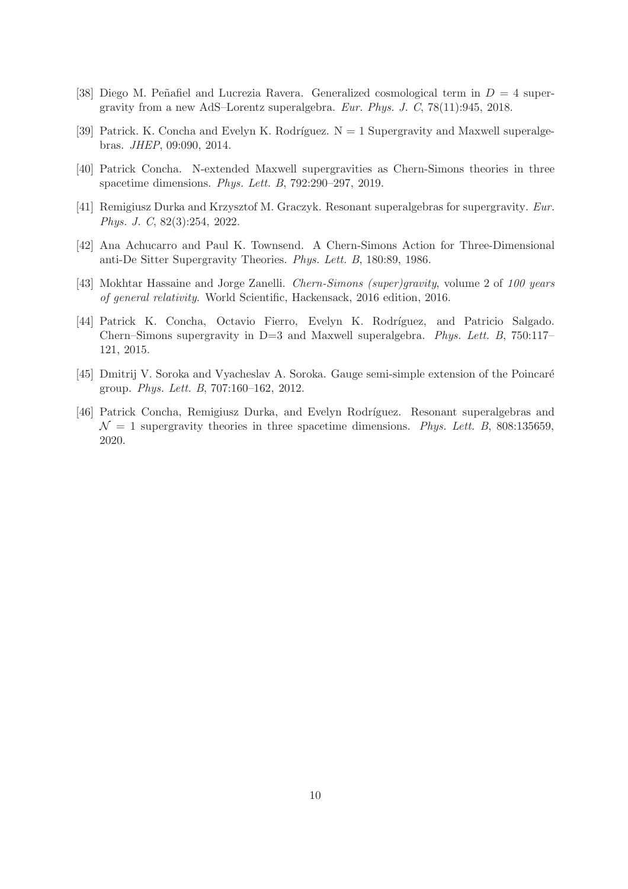[38] Diego M. Peñafiel and Lucrezia Ravera. Generalized cosmological term in $D = 4$ supergravity from a new AdS–Lorentz superalgebra. *Eur. Phys. J. C*, 78(11):945, 2018.

[39] Patrick. K. Concha and Evelyn K. Rodríguez. N = 1 Supergravity and Maxwell superalgebras. *JHEP*, 09:090, 2014.

[40] Patrick Concha. N-extended Maxwell supergravities as Chern-Simons theories in three spacetime dimensions. *Phys. Lett. B*, 792:290–297, 2019.

[41] Remigiusz Durka and Krzysztof M. Graczyk. Resonant superalgebras for supergravity. *Eur. Phys. J. C*, 82(3):254, 2022.

[42] Ana Achucarro and Paul K. Townsend. A Chern-Simons Action for Three-Dimensional anti-De Sitter Supergravity Theories. *Phys. Lett. B*, 180:89, 1986.

[43] Mokhtar Hassaine and Jorge Zanelli. *Chern-Simons (super)gravity*, volume 2 of *100 years of general relativity*. World Scientific, Hackensack, 2016 edition, 2016.

[44] Patrick K. Concha, Octavio Fierro, Evelyn K. Rodríguez, and Patricio Salgado. Chern–Simons supergravity in D=3 and Maxwell superalgebra. *Phys. Lett. B*, 750:117–121, 2015.

[45] Dmitrij V. Soroka and Vyacheslav A. Soroka. Gauge semi-simple extension of the Poincaré group. *Phys. Lett. B*, 707:160–162, 2012.

[46] Patrick Concha, Remigiusz Durka, and Evelyn Rodríguez. Resonant superalgebras and $\mathcal{N} = 1$ supergravity theories in three spacetime dimensions. *Phys. Lett. B*, 808:135659, 2020.